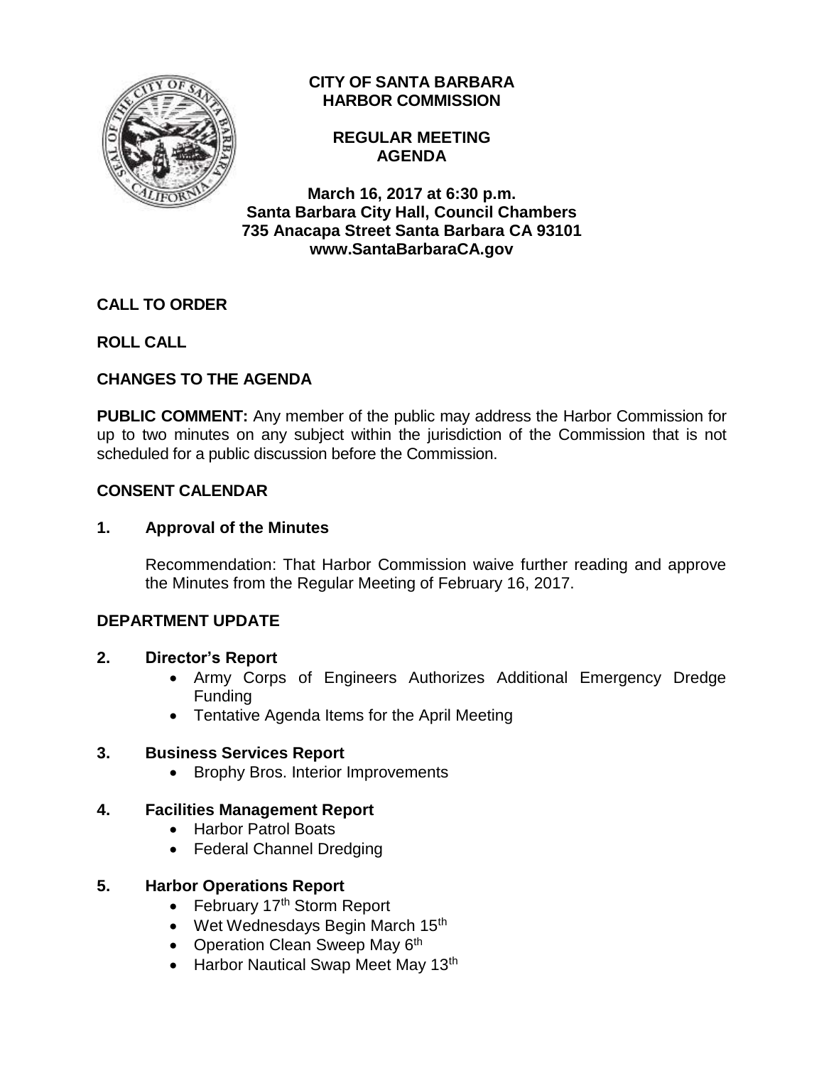# CITY OF SANTA BARBARA HARBOR COMMISSION

## REGULAR MEETING AGENDA

**March 16, 2017 at 6:30 p.m.**
**Santa Barbara City Hall, Council Chambers**
**735 Anacapa Street Santa Barbara CA 93101**
**www.SantaBarbaraCA.gov**

**CALL TO ORDER**

**ROLL CALL**

**CHANGES TO THE AGENDA**

**PUBLIC COMMENT:** Any member of the public may address the Harbor Commission for up to two minutes on any subject within the jurisdiction of the Commission that is not scheduled for a public discussion before the Commission.

**CONSENT CALENDAR**

**1. Approval of the Minutes**

Recommendation: That Harbor Commission waive further reading and approve the Minutes from the Regular Meeting of February 16, 2017.

**DEPARTMENT UPDATE**

**2. Director's Report**

- Army Corps of Engineers Authorizes Additional Emergency Dredge Funding
- Tentative Agenda Items for the April Meeting

**3. Business Services Report**

- Brophy Bros. Interior Improvements

**4. Facilities Management Report**

- Harbor Patrol Boats
- Federal Channel Dredging

**5. Harbor Operations Report**

- February 17th Storm Report
- Wet Wednesdays Begin March 15th
- Operation Clean Sweep May 6th
- Harbor Nautical Swap Meet May 13th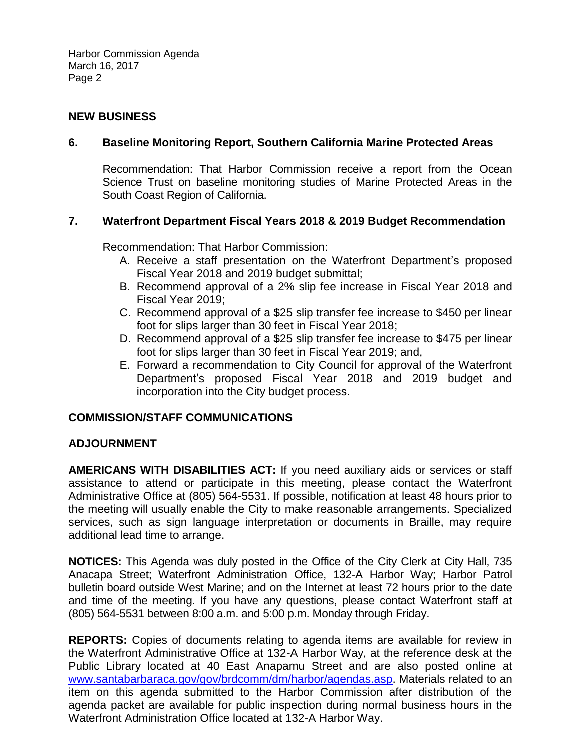## NEW BUSINESS

### 6. Baseline Monitoring Report, Southern California Marine Protected Areas

Recommendation: That Harbor Commission receive a report from the Ocean Science Trust on baseline monitoring studies of Marine Protected Areas in the South Coast Region of California.

### 7. Waterfront Department Fiscal Years 2018 & 2019 Budget Recommendation

Recommendation: That Harbor Commission:

A. Receive a staff presentation on the Waterfront Department's proposed Fiscal Year 2018 and 2019 budget submittal;
B. Recommend approval of a 2% slip fee increase in Fiscal Year 2018 and Fiscal Year 2019;
C. Recommend approval of a $25 slip transfer fee increase to $450 per linear foot for slips larger than 30 feet in Fiscal Year 2018;
D. Recommend approval of a $25 slip transfer fee increase to $475 per linear foot for slips larger than 30 feet in Fiscal Year 2019; and,
E. Forward a recommendation to City Council for approval of the Waterfront Department's proposed Fiscal Year 2018 and 2019 budget and incorporation into the City budget process.

## COMMISSION/STAFF COMMUNICATIONS

## ADJOURNMENT

**AMERICANS WITH DISABILITIES ACT:** If you need auxiliary aids or services or staff assistance to attend or participate in this meeting, please contact the Waterfront Administrative Office at (805) 564-5531. If possible, notification at least 48 hours prior to the meeting will usually enable the City to make reasonable arrangements. Specialized services, such as sign language interpretation or documents in Braille, may require additional lead time to arrange.

**NOTICES:** This Agenda was duly posted in the Office of the City Clerk at City Hall, 735 Anacapa Street; Waterfront Administration Office, 132-A Harbor Way; Harbor Patrol bulletin board outside West Marine; and on the Internet at least 72 hours prior to the date and time of the meeting. If you have any questions, please contact Waterfront staff at (805) 564-5531 between 8:00 a.m. and 5:00 p.m. Monday through Friday.

**REPORTS:** Copies of documents relating to agenda items are available for review in the Waterfront Administrative Office at 132-A Harbor Way, at the reference desk at the Public Library located at 40 East Anapamu Street and are also posted online at [www.santabarbaraca.gov/gov/brdcomm/dm/harbor/agendas.asp](www.santabarbaraca.gov/gov/brdcomm/dm/harbor/agendas.asp). Materials related to an item on this agenda submitted to the Harbor Commission after distribution of the agenda packet are available for public inspection during normal business hours in the Waterfront Administration Office located at 132-A Harbor Way.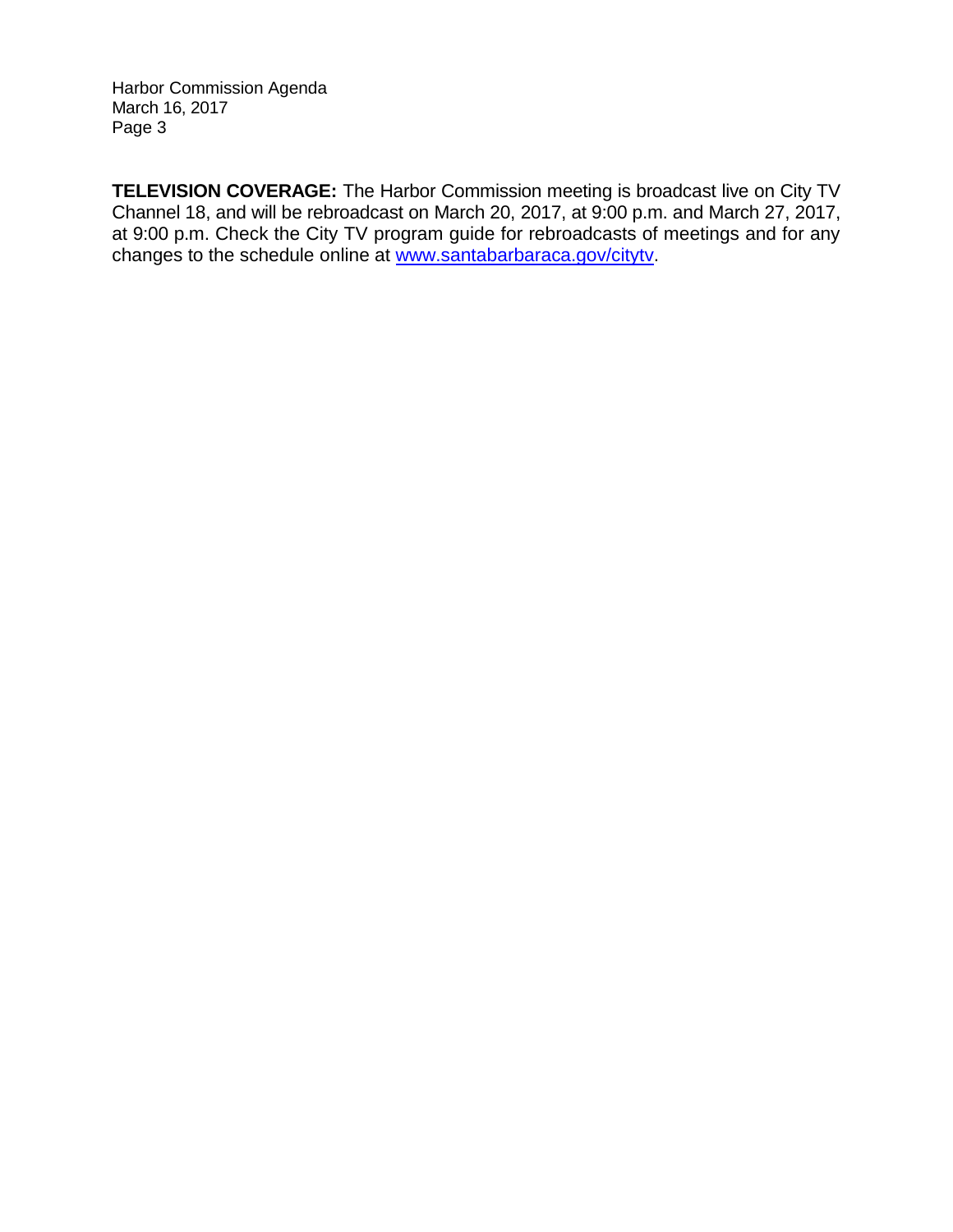**TELEVISION COVERAGE:** The Harbor Commission meeting is broadcast live on City TV Channel 18, and will be rebroadcast on March 20, 2017, at 9:00 p.m. and March 27, 2017, at 9:00 p.m. Check the City TV program guide for rebroadcasts of meetings and for any changes to the schedule online at www.santabarbaraca.gov/citytv.